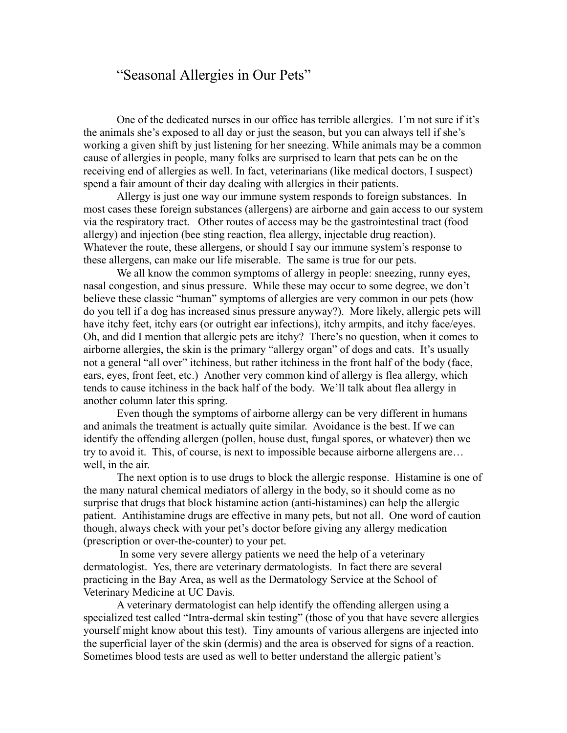# "Seasonal Allergies in Our Pets"

One of the dedicated nurses in our office has terrible allergies. I'm not sure if it's the animals she's exposed to all day or just the season, but you can always tell if she's working a given shift by just listening for her sneezing. While animals may be a common cause of allergies in people, many folks are surprised to learn that pets can be on the receiving end of allergies as well. In fact, veterinarians (like medical doctors, I suspect) spend a fair amount of their day dealing with allergies in their patients.

Allergy is just one way our immune system responds to foreign substances. In most cases these foreign substances (allergens) are airborne and gain access to our system via the respiratory tract. Other routes of access may be the gastrointestinal tract (food allergy) and injection (bee sting reaction, flea allergy, injectable drug reaction). Whatever the route, these allergens, or should I say our immune system's response to these allergens, can make our life miserable. The same is true for our pets.

We all know the common symptoms of allergy in people: sneezing, runny eyes, nasal congestion, and sinus pressure. While these may occur to some degree, we don't believe these classic "human" symptoms of allergies are very common in our pets (how do you tell if a dog has increased sinus pressure anyway?). More likely, allergic pets will have itchy feet, itchy ears (or outright ear infections), itchy armpits, and itchy face/eyes. Oh, and did I mention that allergic pets are itchy? There's no question, when it comes to airborne allergies, the skin is the primary "allergy organ" of dogs and cats. It's usually not a general "all over" itchiness, but rather itchiness in the front half of the body (face, ears, eyes, front feet, etc.) Another very common kind of allergy is flea allergy, which tends to cause itchiness in the back half of the body. We'll talk about flea allergy in another column later this spring.

Even though the symptoms of airborne allergy can be very different in humans and animals the treatment is actually quite similar. Avoidance is the best. If we can identify the offending allergen (pollen, house dust, fungal spores, or whatever) then we try to avoid it. This, of course, is next to impossible because airborne allergens are… well, in the air.

The next option is to use drugs to block the allergic response. Histamine is one of the many natural chemical mediators of allergy in the body, so it should come as no surprise that drugs that block histamine action (anti-histamines) can help the allergic patient. Antihistamine drugs are effective in many pets, but not all. One word of caution though, always check with your pet's doctor before giving any allergy medication (prescription or over-the-counter) to your pet.

In some very severe allergy patients we need the help of a veterinary dermatologist. Yes, there are veterinary dermatologists. In fact there are several practicing in the Bay Area, as well as the Dermatology Service at the School of Veterinary Medicine at UC Davis.

A veterinary dermatologist can help identify the offending allergen using a specialized test called "Intra-dermal skin testing" (those of you that have severe allergies yourself might know about this test). Tiny amounts of various allergens are injected into the superficial layer of the skin (dermis) and the area is observed for signs of a reaction. Sometimes blood tests are used as well to better understand the allergic patient's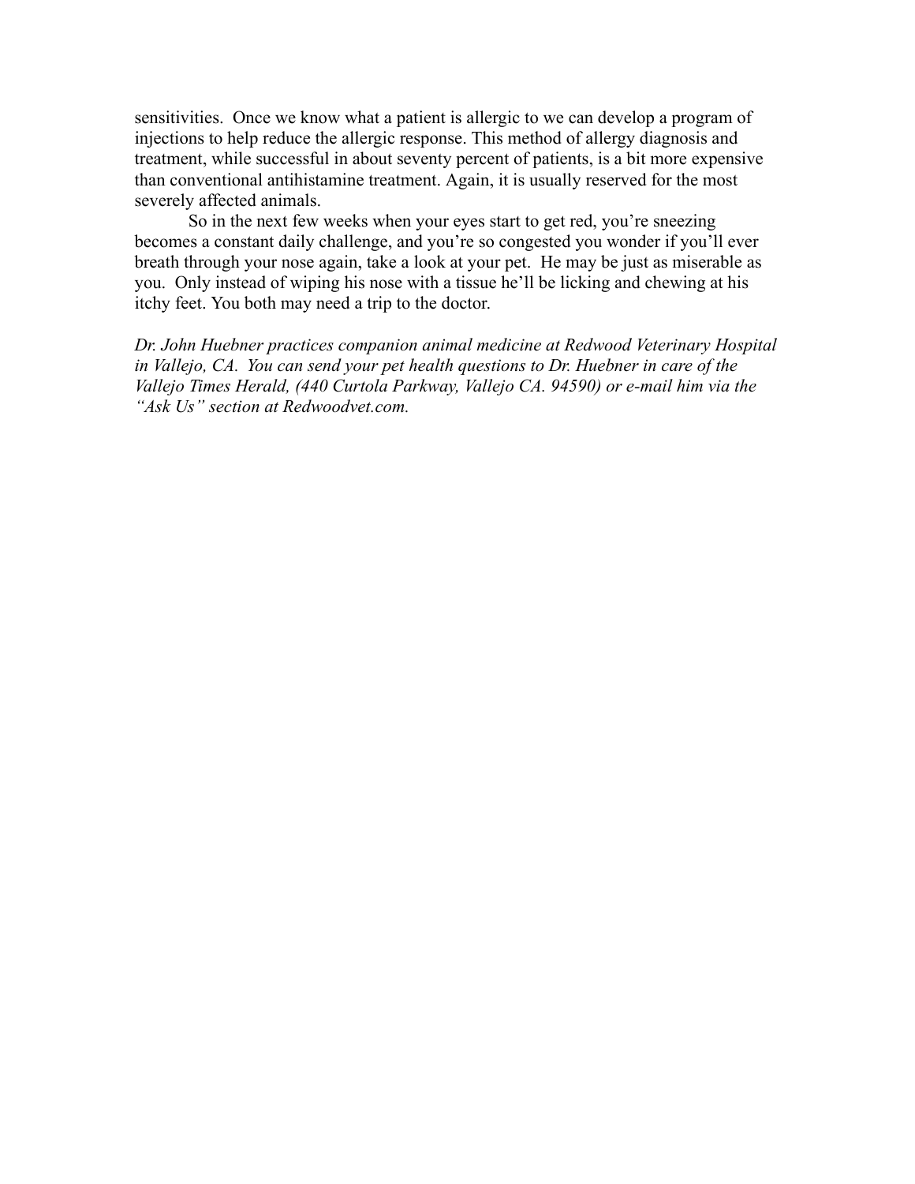sensitivities. Once we know what a patient is allergic to we can develop a program of injections to help reduce the allergic response. This method of allergy diagnosis and treatment, while successful in about seventy percent of patients, is a bit more expensive than conventional antihistamine treatment. Again, it is usually reserved for the most severely affected animals.

So in the next few weeks when your eyes start to get red, you're sneezing becomes a constant daily challenge, and you're so congested you wonder if you'll ever breath through your nose again, take a look at your pet. He may be just as miserable as you. Only instead of wiping his nose with a tissue he'll be licking and chewing at his itchy feet. You both may need a trip to the doctor.

*Dr. John Huebner practices companion animal medicine at Redwood Veterinary Hospital in Vallejo, CA. You can send your pet health questions to Dr. Huebner in care of the Vallejo Times Herald, (440 Curtola Parkway, Vallejo CA. 94590) or e-mail him via the "Ask Us" section at Redwoodvet.com.*